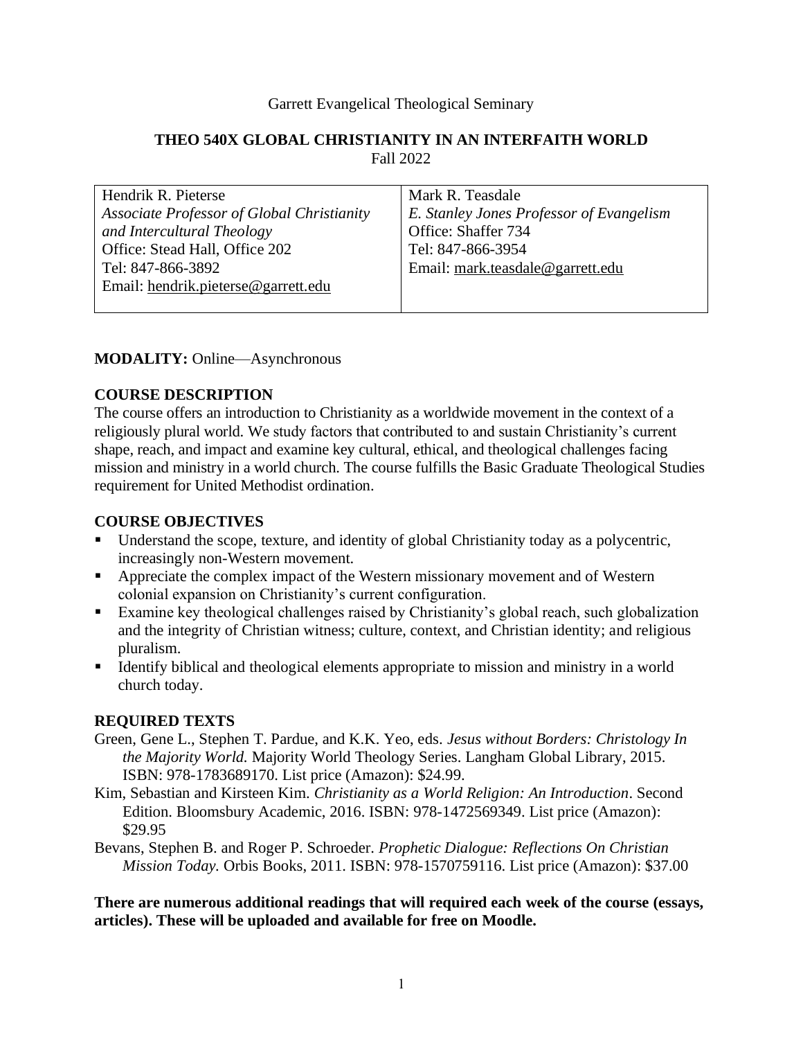Garrett Evangelical Theological Seminary

# THEO 540X GLOBAL CHRISTIANITY IN AN INTERFAITH WORLD

Fall 2022

| Hendrik R. Pieterse | Mark R. Teasdale |
|---|---|
| *Associate Professor of Global Christianity and Intercultural Theology* | *E. Stanley Jones Professor of Evangelism* |
| Office: Stead Hall, Office 202 | Office: Shaffer 734 |
| Tel: 847-866-3892 | Tel: 847-866-3954 |
| Email: hendrik.pieterse@garrett.edu | Email: mark.teasdale@garrett.edu |

**MODALITY:** Online—Asynchronous

## COURSE DESCRIPTION

The course offers an introduction to Christianity as a worldwide movement in the context of a religiously plural world. We study factors that contributed to and sustain Christianity's current shape, reach, and impact and examine key cultural, ethical, and theological challenges facing mission and ministry in a world church. The course fulfills the Basic Graduate Theological Studies requirement for United Methodist ordination.

## COURSE OBJECTIVES

- Understand the scope, texture, and identity of global Christianity today as a polycentric, increasingly non-Western movement.
- Appreciate the complex impact of the Western missionary movement and of Western colonial expansion on Christianity's current configuration.
- Examine key theological challenges raised by Christianity's global reach, such globalization and the integrity of Christian witness; culture, context, and Christian identity; and religious pluralism.
- Identify biblical and theological elements appropriate to mission and ministry in a world church today.

## REQUIRED TEXTS

Green, Gene L., Stephen T. Pardue, and K.K. Yeo, eds. *Jesus without Borders: Christology In the Majority World.* Majority World Theology Series. Langham Global Library, 2015. ISBN: 978-1783689170. List price (Amazon): $24.99.

Kim, Sebastian and Kirsteen Kim. *Christianity as a World Religion: An Introduction*. Second Edition. Bloomsbury Academic, 2016. ISBN: 978-1472569349. List price (Amazon): $29.95

Bevans, Stephen B. and Roger P. Schroeder. *Prophetic Dialogue: Reflections On Christian Mission Today.* Orbis Books, 2011. ISBN: 978-1570759116. List price (Amazon): $37.00

**There are numerous additional readings that will required each week of the course (essays, articles). These will be uploaded and available for free on Moodle.**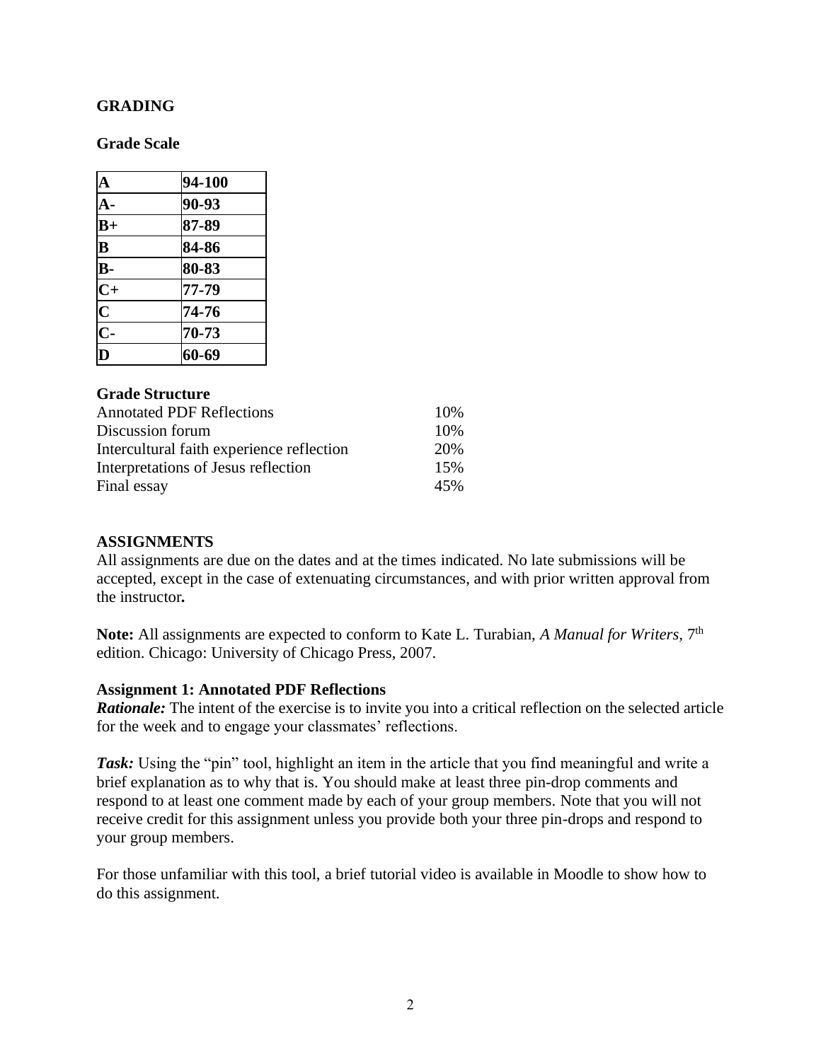## GRADING

### Grade Scale

| | |
|---|---|
| **A** | **94-100** |
| **A-** | **90-93** |
| **B+** | **87-89** |
| **B** | **84-86** |
| **B-** | **80-83** |
| **C+** | **77-79** |
| **C** | **74-76** |
| **C-** | **70-73** |
| **D** | **60-69** |

### Grade Structure

| | |
|---|---|
| Annotated PDF Reflections | 10% |
| Discussion forum | 10% |
| Intercultural faith experience reflection | 20% |
| Interpretations of Jesus reflection | 15% |
| Final essay | 45% |

## ASSIGNMENTS

All assignments are due on the dates and at the times indicated. No late submissions will be accepted, except in the case of extenuating circumstances, and with prior written approval from the instructor**.**

**Note:** All assignments are expected to conform to Kate L. Turabian, *A Manual for Writers,* 7th edition. Chicago: University of Chicago Press, 2007.

### Assignment 1: Annotated PDF Reflections

***Rationale:*** The intent of the exercise is to invite you into a critical reflection on the selected article for the week and to engage your classmates' reflections.

***Task:*** Using the "pin" tool, highlight an item in the article that you find meaningful and write a brief explanation as to why that is. You should make at least three pin-drop comments and respond to at least one comment made by each of your group members. Note that you will not receive credit for this assignment unless you provide both your three pin-drops and respond to your group members.

For those unfamiliar with this tool, a brief tutorial video is available in Moodle to show how to do this assignment.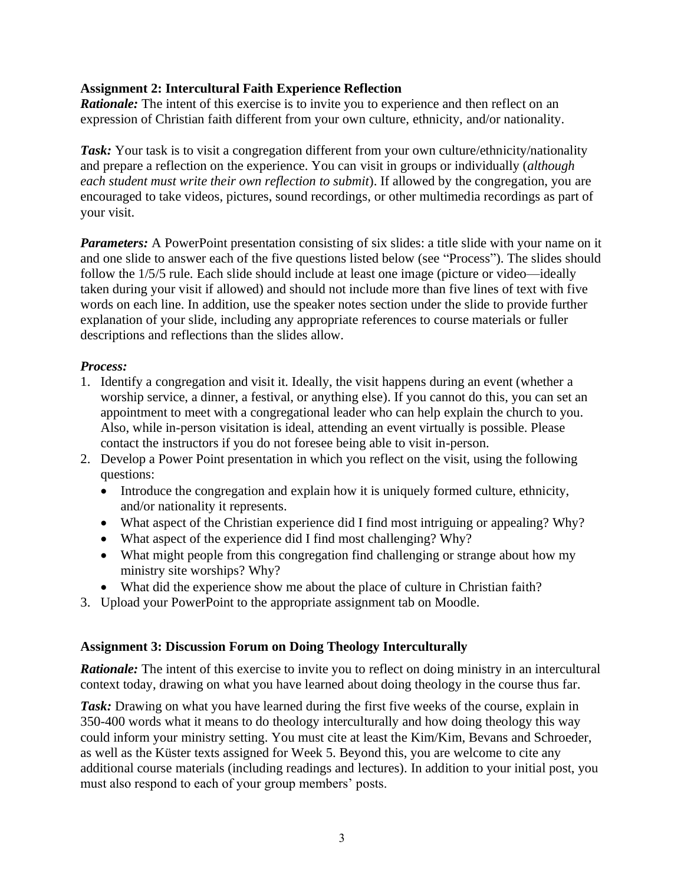**Assignment 2: Intercultural Faith Experience Reflection**

***Rationale:*** The intent of this exercise is to invite you to experience and then reflect on an expression of Christian faith different from your own culture, ethnicity, and/or nationality.

***Task:*** Your task is to visit a congregation different from your own culture/ethnicity/nationality and prepare a reflection on the experience. You can visit in groups or individually (*although each student must write their own reflection to submit*). If allowed by the congregation, you are encouraged to take videos, pictures, sound recordings, or other multimedia recordings as part of your visit.

***Parameters:*** A PowerPoint presentation consisting of six slides: a title slide with your name on it and one slide to answer each of the five questions listed below (see "Process"). The slides should follow the 1/5/5 rule. Each slide should include at least one image (picture or video—ideally taken during your visit if allowed) and should not include more than five lines of text with five words on each line. In addition, use the speaker notes section under the slide to provide further explanation of your slide, including any appropriate references to course materials or fuller descriptions and reflections than the slides allow.

***Process:***

1. Identify a congregation and visit it. Ideally, the visit happens during an event (whether a worship service, a dinner, a festival, or anything else). If you cannot do this, you can set an appointment to meet with a congregational leader who can help explain the church to you. Also, while in-person visitation is ideal, attending an event virtually is possible. Please contact the instructors if you do not foresee being able to visit in-person.
2. Develop a Power Point presentation in which you reflect on the visit, using the following questions:
   - Introduce the congregation and explain how it is uniquely formed culture, ethnicity, and/or nationality it represents.
   - What aspect of the Christian experience did I find most intriguing or appealing? Why?
   - What aspect of the experience did I find most challenging? Why?
   - What might people from this congregation find challenging or strange about how my ministry site worships? Why?
   - What did the experience show me about the place of culture in Christian faith?
3. Upload your PowerPoint to the appropriate assignment tab on Moodle.

**Assignment 3: Discussion Forum on Doing Theology Interculturally**

***Rationale:*** The intent of this exercise to invite you to reflect on doing ministry in an intercultural context today, drawing on what you have learned about doing theology in the course thus far.

***Task:*** Drawing on what you have learned during the first five weeks of the course, explain in 350-400 words what it means to do theology interculturally and how doing theology this way could inform your ministry setting. You must cite at least the Kim/Kim, Bevans and Schroeder, as well as the Küster texts assigned for Week 5. Beyond this, you are welcome to cite any additional course materials (including readings and lectures). In addition to your initial post, you must also respond to each of your group members' posts.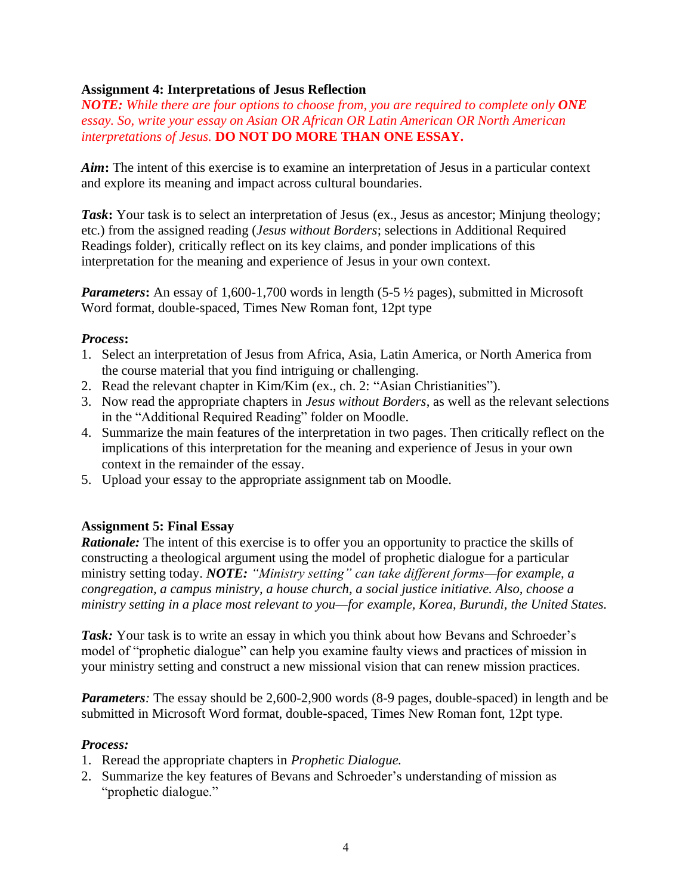**Assignment 4: Interpretations of Jesus Reflection**

*NOTE: While there are four options to choose from, you are required to complete only* ***ONE*** *essay. So, write your essay on Asian OR African OR Latin American OR North American interpretations of Jesus.* **DO NOT DO MORE THAN ONE ESSAY.**

***Aim*:** The intent of this exercise is to examine an interpretation of Jesus in a particular context and explore its meaning and impact across cultural boundaries.

***Task*:** Your task is to select an interpretation of Jesus (ex., Jesus as ancestor; Minjung theology; etc.) from the assigned reading (*Jesus without Borders*; selections in Additional Required Readings folder), critically reflect on its key claims, and ponder implications of this interpretation for the meaning and experience of Jesus in your own context.

***Parameters*:** An essay of 1,600-1,700 words in length (5-5 ½ pages), submitted in Microsoft Word format, double-spaced, Times New Roman font, 12pt type

***Process*:**

1. Select an interpretation of Jesus from Africa, Asia, Latin America, or North America from the course material that you find intriguing or challenging.
2. Read the relevant chapter in Kim/Kim (ex., ch. 2: "Asian Christianities").
3. Now read the appropriate chapters in *Jesus without Borders*, as well as the relevant selections in the "Additional Required Reading" folder on Moodle.
4. Summarize the main features of the interpretation in two pages. Then critically reflect on the implications of this interpretation for the meaning and experience of Jesus in your own context in the remainder of the essay.
5. Upload your essay to the appropriate assignment tab on Moodle.

**Assignment 5: Final Essay**

***Rationale:*** The intent of this exercise is to offer you an opportunity to practice the skills of constructing a theological argument using the model of prophetic dialogue for a particular ministry setting today. ***NOTE:*** *"Ministry setting" can take different forms—for example, a congregation, a campus ministry, a house church, a social justice initiative. Also, choose a ministry setting in a place most relevant to you—for example, Korea, Burundi, the United States.*

***Task:*** Your task is to write an essay in which you think about how Bevans and Schroeder's model of "prophetic dialogue" can help you examine faulty views and practices of mission in your ministry setting and construct a new missional vision that can renew mission practices.

***Parameters****:* The essay should be 2,600-2,900 words (8-9 pages, double-spaced) in length and be submitted in Microsoft Word format, double-spaced, Times New Roman font, 12pt type.

***Process:***

1. Reread the appropriate chapters in *Prophetic Dialogue.*
2. Summarize the key features of Bevans and Schroeder's understanding of mission as "prophetic dialogue."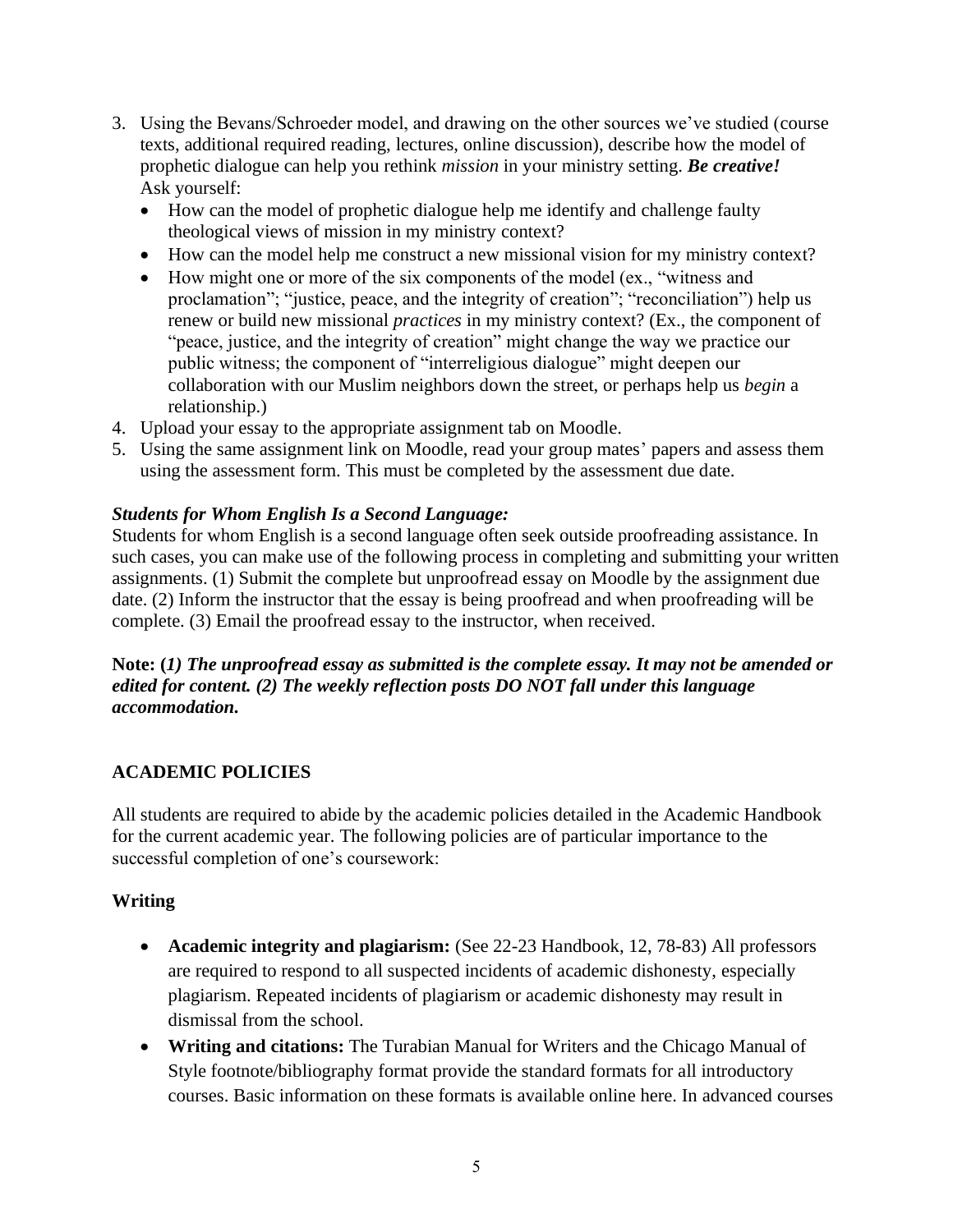3. Using the Bevans/Schroeder model, and drawing on the other sources we've studied (course texts, additional required reading, lectures, online discussion), describe how the model of prophetic dialogue can help you rethink *mission* in your ministry setting. ***Be creative!*** Ask yourself:
   - How can the model of prophetic dialogue help me identify and challenge faulty theological views of mission in my ministry context?
   - How can the model help me construct a new missional vision for my ministry context?
   - How might one or more of the six components of the model (ex., "witness and proclamation"; "justice, peace, and the integrity of creation"; "reconciliation") help us renew or build new missional *practices* in my ministry context? (Ex., the component of "peace, justice, and the integrity of creation" might change the way we practice our public witness; the component of "interreligious dialogue" might deepen our collaboration with our Muslim neighbors down the street, or perhaps help us *begin* a relationship.)
4. Upload your essay to the appropriate assignment tab on Moodle.
5. Using the same assignment link on Moodle, read your group mates' papers and assess them using the assessment form. This must be completed by the assessment due date.

***Students for Whom English Is a Second Language:***
Students for whom English is a second language often seek outside proofreading assistance. In such cases, you can make use of the following process in completing and submitting your written assignments. (1) Submit the complete but unproofread essay on Moodle by the assignment due date. (2) Inform the instructor that the essay is being proofread and when proofreading will be complete. (3) Email the proofread essay to the instructor, when received.

**Note: (*1) The unproofread essay as submitted is the complete essay. It may not be amended or edited for content. (2) The weekly reflection posts DO NOT fall under this language accommodation.***

## ACADEMIC POLICIES

All students are required to abide by the academic policies detailed in the Academic Handbook for the current academic year. The following policies are of particular importance to the successful completion of one's coursework:

### Writing

- **Academic integrity and plagiarism:** (See 22-23 Handbook, 12, 78-83) All professors are required to respond to all suspected incidents of academic dishonesty, especially plagiarism. Repeated incidents of plagiarism or academic dishonesty may result in dismissal from the school.
- **Writing and citations:** The Turabian Manual for Writers and the Chicago Manual of Style footnote/bibliography format provide the standard formats for all introductory courses. Basic information on these formats is available online here. In advanced courses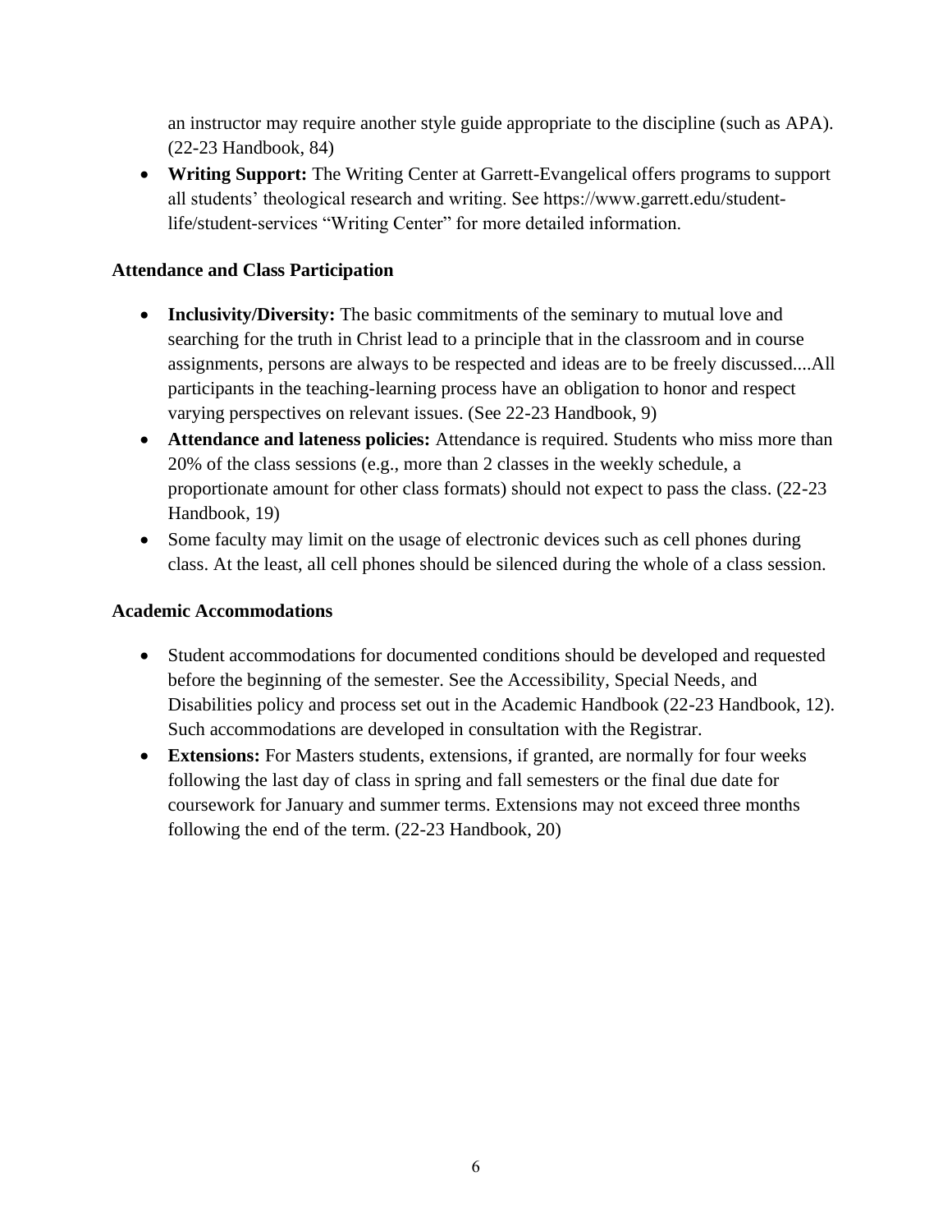an instructor may require another style guide appropriate to the discipline (such as APA). (22-23 Handbook, 84)

- **Writing Support:** The Writing Center at Garrett-Evangelical offers programs to support all students' theological research and writing. See https://www.garrett.edu/student-life/student-services "Writing Center" for more detailed information.

### Attendance and Class Participation

- **Inclusivity/Diversity:** The basic commitments of the seminary to mutual love and searching for the truth in Christ lead to a principle that in the classroom and in course assignments, persons are always to be respected and ideas are to be freely discussed....All participants in the teaching-learning process have an obligation to honor and respect varying perspectives on relevant issues. (See 22-23 Handbook, 9)
- **Attendance and lateness policies:** Attendance is required. Students who miss more than 20% of the class sessions (e.g., more than 2 classes in the weekly schedule, a proportionate amount for other class formats) should not expect to pass the class. (22-23 Handbook, 19)
- Some faculty may limit on the usage of electronic devices such as cell phones during class. At the least, all cell phones should be silenced during the whole of a class session.

### Academic Accommodations

- Student accommodations for documented conditions should be developed and requested before the beginning of the semester. See the Accessibility, Special Needs, and Disabilities policy and process set out in the Academic Handbook (22-23 Handbook, 12). Such accommodations are developed in consultation with the Registrar.
- **Extensions:** For Masters students, extensions, if granted, are normally for four weeks following the last day of class in spring and fall semesters or the final due date for coursework for January and summer terms. Extensions may not exceed three months following the end of the term. (22-23 Handbook, 20)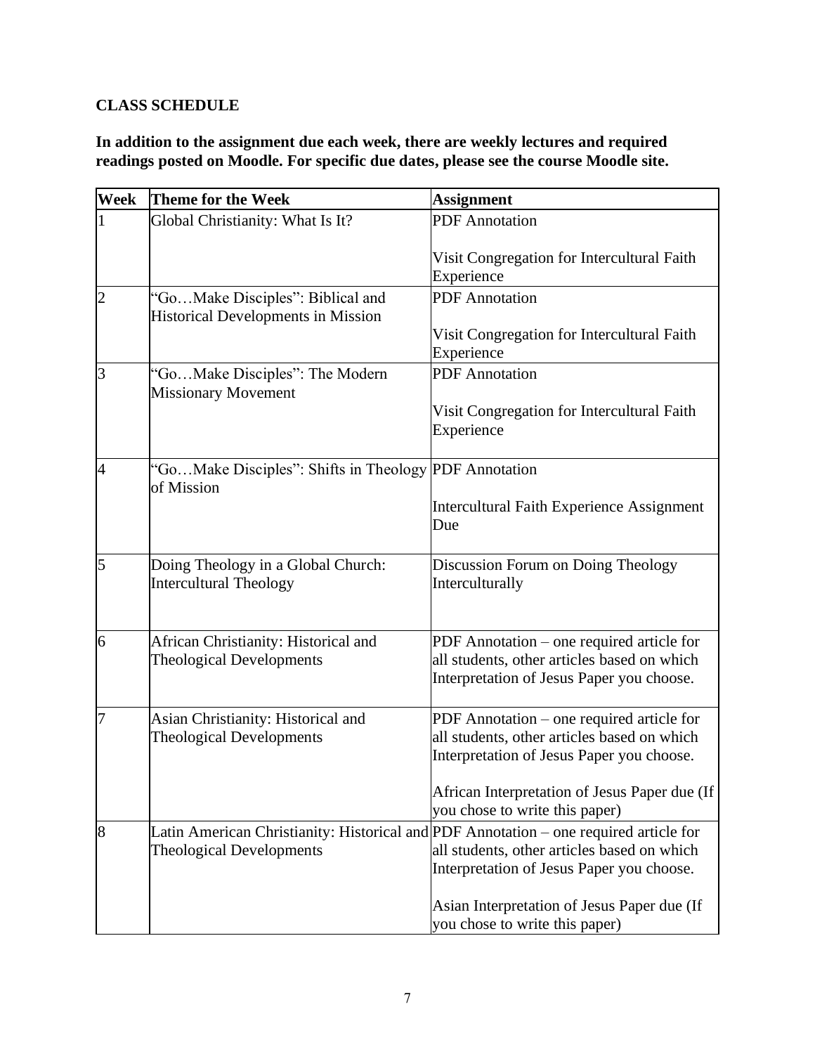**CLASS SCHEDULE**

**In addition to the assignment due each week, there are weekly lectures and required readings posted on Moodle. For specific due dates, please see the course Moodle site.**

| Week | Theme for the Week | Assignment |
|---|---|---|
| 1 | Global Christianity: What Is It? | PDF Annotation<br><br>Visit Congregation for Intercultural Faith Experience |
| 2 | "Go…Make Disciples": Biblical and Historical Developments in Mission | PDF Annotation<br><br>Visit Congregation for Intercultural Faith Experience |
| 3 | "Go…Make Disciples": The Modern Missionary Movement | PDF Annotation<br><br>Visit Congregation for Intercultural Faith Experience |
| 4 | "Go…Make Disciples": Shifts in Theology of Mission | PDF Annotation<br><br>Intercultural Faith Experience Assignment Due |
| 5 | Doing Theology in a Global Church: Intercultural Theology | Discussion Forum on Doing Theology Interculturally |
| 6 | African Christianity: Historical and Theological Developments | PDF Annotation – one required article for all students, other articles based on which Interpretation of Jesus Paper you choose. |
| 7 | Asian Christianity: Historical and Theological Developments | PDF Annotation – one required article for all students, other articles based on which Interpretation of Jesus Paper you choose.<br><br>African Interpretation of Jesus Paper due (If you chose to write this paper) |
| 8 | Latin American Christianity: Historical and Theological Developments | PDF Annotation – one required article for all students, other articles based on which Interpretation of Jesus Paper you choose.<br><br>Asian Interpretation of Jesus Paper due (If you chose to write this paper) |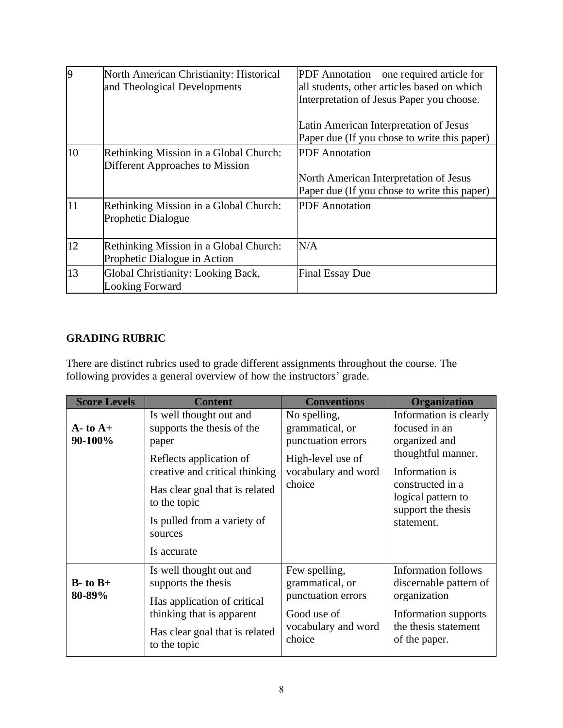| | | |
|---|---|---|
| 9 | North American Christianity: Historical and Theological Developments | PDF Annotation – one required article for all students, other articles based on which Interpretation of Jesus Paper you choose.<br><br>Latin American Interpretation of Jesus Paper due (If you chose to write this paper) |
| 10 | Rethinking Mission in a Global Church: Different Approaches to Mission | PDF Annotation<br><br>North American Interpretation of Jesus Paper due (If you chose to write this paper) |
| 11 | Rethinking Mission in a Global Church: Prophetic Dialogue | PDF Annotation |
| 12 | Rethinking Mission in a Global Church: Prophetic Dialogue in Action | N/A |
| 13 | Global Christianity: Looking Back, Looking Forward | Final Essay Due |

**GRADING RUBRIC**

There are distinct rubrics used to grade different assignments throughout the course. The following provides a general overview of how the instructors' grade.

| Score Levels | Content | Conventions | Organization |
|---|---|---|---|
| **A- to A+**<br>**90-100%** | Is well thought out and supports the thesis of the paper<br>Reflects application of creative and critical thinking<br>Has clear goal that is related to the topic<br>Is pulled from a variety of sources<br>Is accurate | No spelling, grammatical, or punctuation errors<br>High-level use of vocabulary and word choice | Information is clearly focused in an organized and thoughtful manner.<br>Information is constructed in a logical pattern to support the thesis statement. |
| **B- to B+**<br>**80-89%** | Is well thought out and supports the thesis<br>Has application of critical thinking that is apparent<br>Has clear goal that is related to the topic | Few spelling, grammatical, or punctuation errors<br>Good use of vocabulary and word choice | Information follows discernable pattern of organization<br>Information supports the thesis statement of the paper. |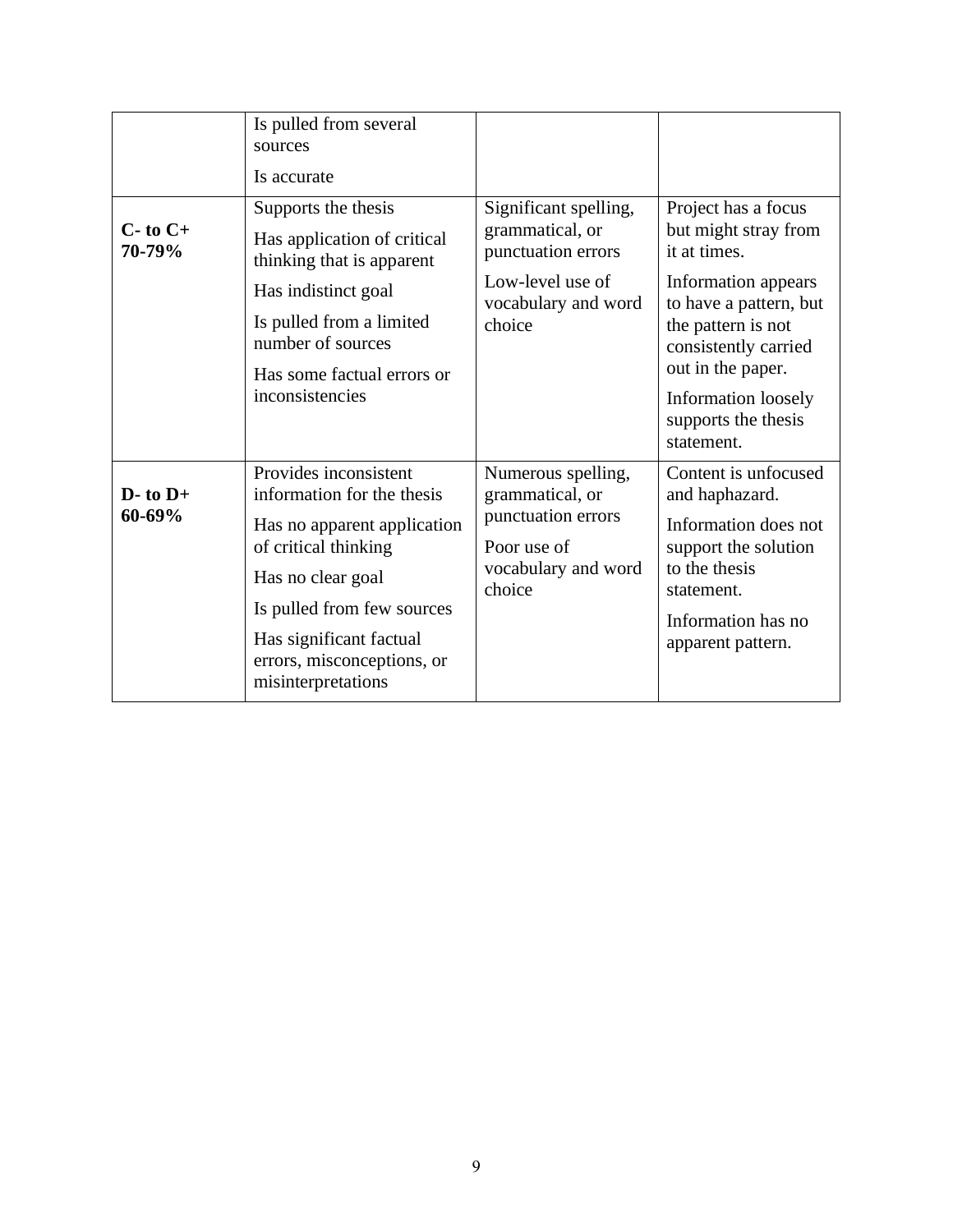| | | | |
|---|---|---|---|
| | Is pulled from several sources<br>Is accurate | | |
| **C- to C+ 70-79%** | Supports the thesis<br>Has application of critical thinking that is apparent<br>Has indistinct goal<br>Is pulled from a limited number of sources<br>Has some factual errors or inconsistencies | Significant spelling, grammatical, or punctuation errors<br>Low-level use of vocabulary and word choice | Project has a focus but might stray from it at times.<br>Information appears to have a pattern, but the pattern is not consistently carried out in the paper.<br>Information loosely supports the thesis statement. |
| **D- to D+ 60-69%** | Provides inconsistent information for the thesis<br>Has no apparent application of critical thinking<br>Has no clear goal<br>Is pulled from few sources<br>Has significant factual errors, misconceptions, or misinterpretations | Numerous spelling, grammatical, or punctuation errors<br>Poor use of vocabulary and word choice | Content is unfocused and haphazard.<br>Information does not support the solution to the thesis statement.<br>Information has no apparent pattern. |